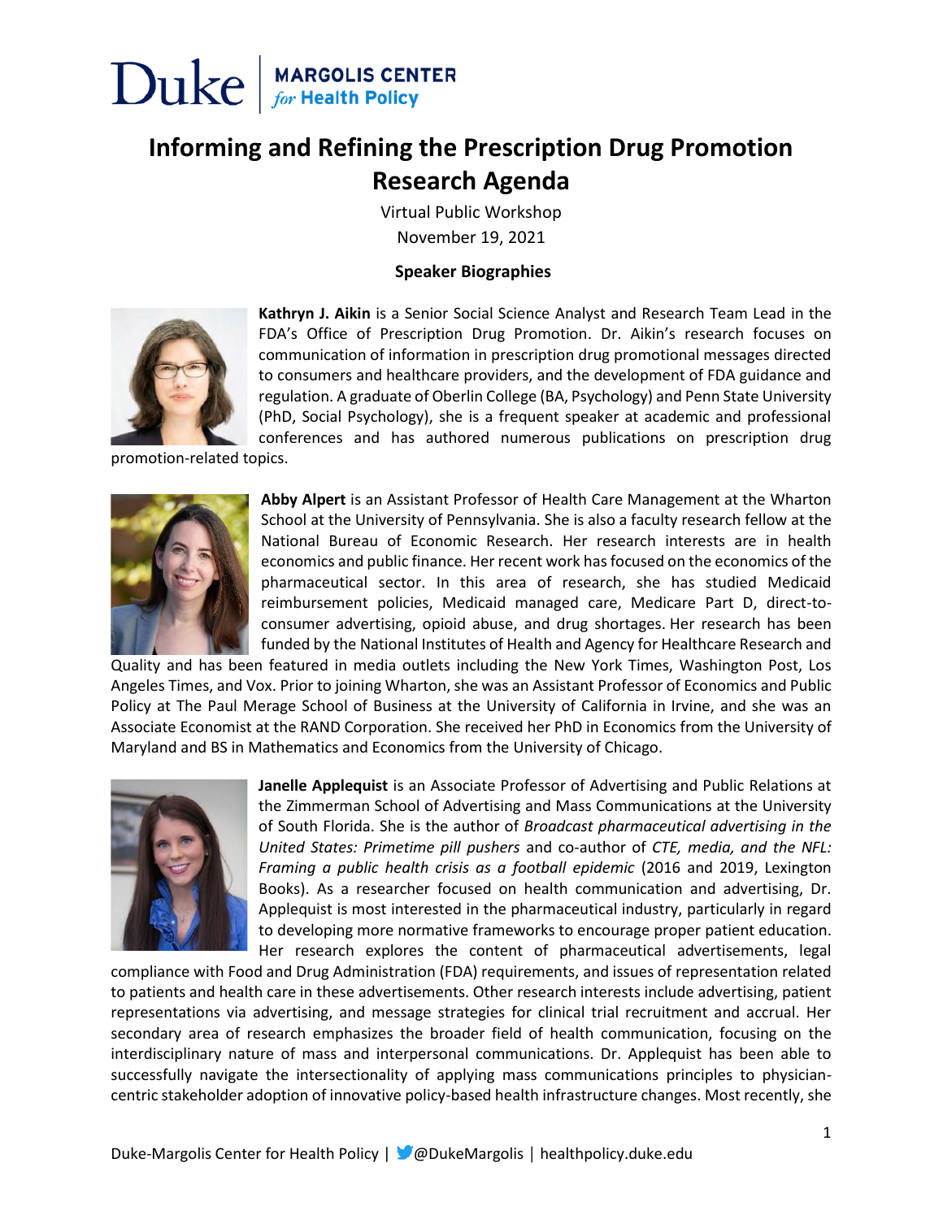# Informing and Refining the Prescription Drug Promotion Research Agenda

Virtual Public Workshop
November 19, 2021

## Speaker Biographies

**Kathryn J. Aikin** is a Senior Social Science Analyst and Research Team Lead in the FDA's Office of Prescription Drug Promotion. Dr. Aikin's research focuses on communication of information in prescription drug promotional messages directed to consumers and healthcare providers, and the development of FDA guidance and regulation. A graduate of Oberlin College (BA, Psychology) and Penn State University (PhD, Social Psychology), she is a frequent speaker at academic and professional conferences and has authored numerous publications on prescription drug promotion-related topics.

**Abby Alpert** is an Assistant Professor of Health Care Management at the Wharton School at the University of Pennsylvania. She is also a faculty research fellow at the National Bureau of Economic Research. Her research interests are in health economics and public finance. Her recent work has focused on the economics of the pharmaceutical sector. In this area of research, she has studied Medicaid reimbursement policies, Medicaid managed care, Medicare Part D, direct-to-consumer advertising, opioid abuse, and drug shortages. Her research has been funded by the National Institutes of Health and Agency for Healthcare Research and Quality and has been featured in media outlets including the New York Times, Washington Post, Los Angeles Times, and Vox. Prior to joining Wharton, she was an Assistant Professor of Economics and Public Policy at The Paul Merage School of Business at the University of California in Irvine, and she was an Associate Economist at the RAND Corporation. She received her PhD in Economics from the University of Maryland and BS in Mathematics and Economics from the University of Chicago.

**Janelle Applequist** is an Associate Professor of Advertising and Public Relations at the Zimmerman School of Advertising and Mass Communications at the University of South Florida. She is the author of *Broadcast pharmaceutical advertising in the United States: Primetime pill pushers* and co-author of *CTE, media, and the NFL: Framing a public health crisis as a football epidemic* (2016 and 2019, Lexington Books). As a researcher focused on health communication and advertising, Dr. Applequist is most interested in the pharmaceutical industry, particularly in regard to developing more normative frameworks to encourage proper patient education. Her research explores the content of pharmaceutical advertisements, legal compliance with Food and Drug Administration (FDA) requirements, and issues of representation related to patients and health care in these advertisements. Other research interests include advertising, patient representations via advertising, and message strategies for clinical trial recruitment and accrual. Her secondary area of research emphasizes the broader field of health communication, focusing on the interdisciplinary nature of mass and interpersonal communications. Dr. Applequist has been able to successfully navigate the intersectionality of applying mass communications principles to physician-centric stakeholder adoption of innovative policy-based health infrastructure changes. Most recently, she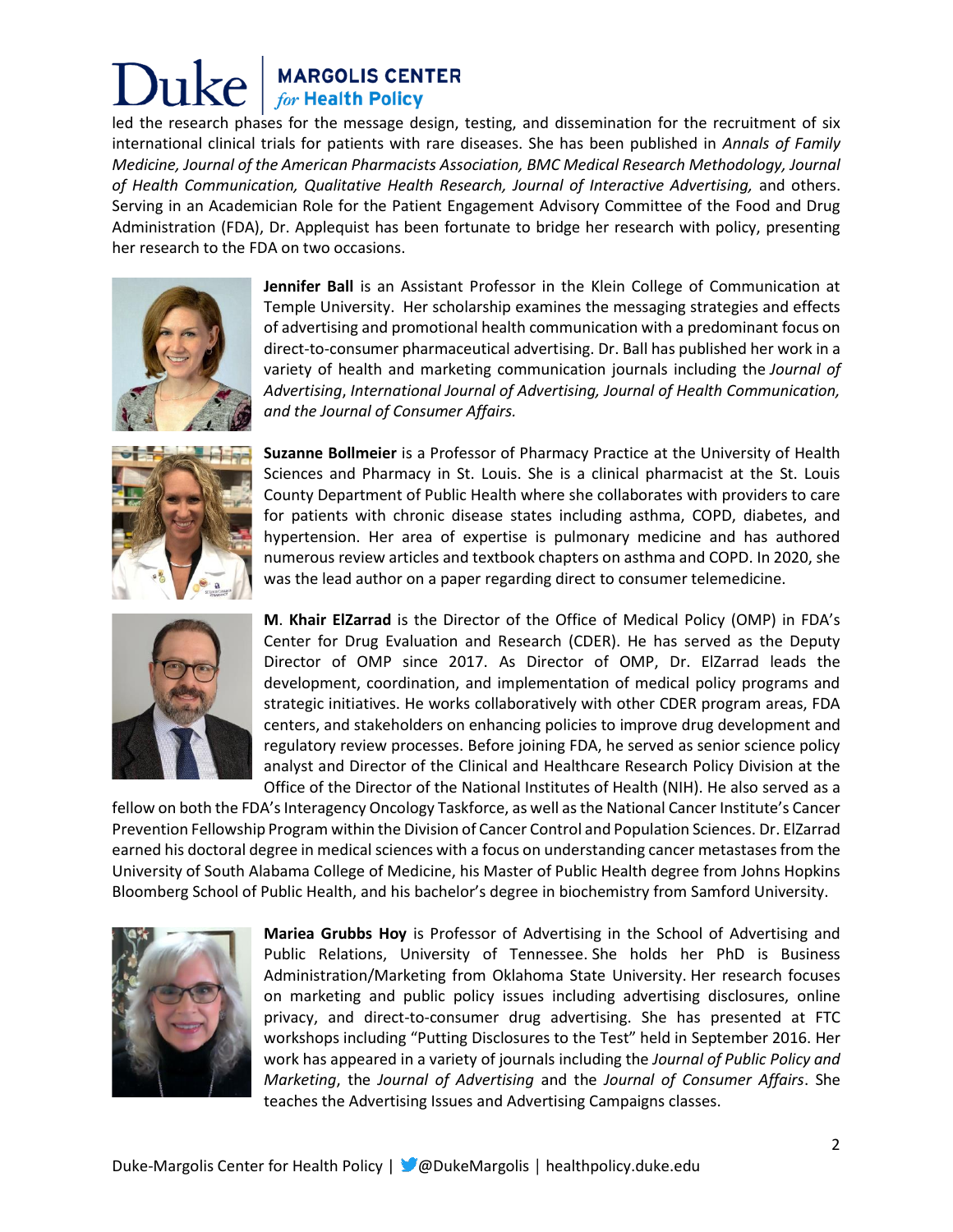led the research phases for the message design, testing, and dissemination for the recruitment of six international clinical trials for patients with rare diseases. She has been published in *Annals of Family Medicine, Journal of the American Pharmacists Association, BMC Medical Research Methodology, Journal of Health Communication, Qualitative Health Research, Journal of Interactive Advertising,* and others. Serving in an Academician Role for the Patient Engagement Advisory Committee of the Food and Drug Administration (FDA), Dr. Applequist has been fortunate to bridge her research with policy, presenting her research to the FDA on two occasions.

**Jennifer Ball** is an Assistant Professor in the Klein College of Communication at Temple University. Her scholarship examines the messaging strategies and effects of advertising and promotional health communication with a predominant focus on direct-to-consumer pharmaceutical advertising. Dr. Ball has published her work in a variety of health and marketing communication journals including the *Journal of Advertising*, *International Journal of Advertising, Journal of Health Communication, and the Journal of Consumer Affairs.*

**Suzanne Bollmeier** is a Professor of Pharmacy Practice at the University of Health Sciences and Pharmacy in St. Louis. She is a clinical pharmacist at the St. Louis County Department of Public Health where she collaborates with providers to care for patients with chronic disease states including asthma, COPD, diabetes, and hypertension. Her area of expertise is pulmonary medicine and has authored numerous review articles and textbook chapters on asthma and COPD. In 2020, she was the lead author on a paper regarding direct to consumer telemedicine.

**M. Khair ElZarrad** is the Director of the Office of Medical Policy (OMP) in FDA's Center for Drug Evaluation and Research (CDER). He has served as the Deputy Director of OMP since 2017. As Director of OMP, Dr. ElZarrad leads the development, coordination, and implementation of medical policy programs and strategic initiatives. He works collaboratively with other CDER program areas, FDA centers, and stakeholders on enhancing policies to improve drug development and regulatory review processes. Before joining FDA, he served as senior science policy analyst and Director of the Clinical and Healthcare Research Policy Division at the Office of the Director of the National Institutes of Health (NIH). He also served as a fellow on both the FDA's Interagency Oncology Taskforce, as well as the National Cancer Institute's Cancer Prevention Fellowship Program within the Division of Cancer Control and Population Sciences. Dr. ElZarrad earned his doctoral degree in medical sciences with a focus on understanding cancer metastases from the University of South Alabama College of Medicine, his Master of Public Health degree from Johns Hopkins Bloomberg School of Public Health, and his bachelor's degree in biochemistry from Samford University.

**Mariea Grubbs Hoy** is Professor of Advertising in the School of Advertising and Public Relations, University of Tennessee. She holds her PhD is Business Administration/Marketing from Oklahoma State University. Her research focuses on marketing and public policy issues including advertising disclosures, online privacy, and direct-to-consumer drug advertising. She has presented at FTC workshops including "Putting Disclosures to the Test" held in September 2016. Her work has appeared in a variety of journals including the *Journal of Public Policy and Marketing*, the *Journal of Advertising* and the *Journal of Consumer Affairs*. She teaches the Advertising Issues and Advertising Campaigns classes.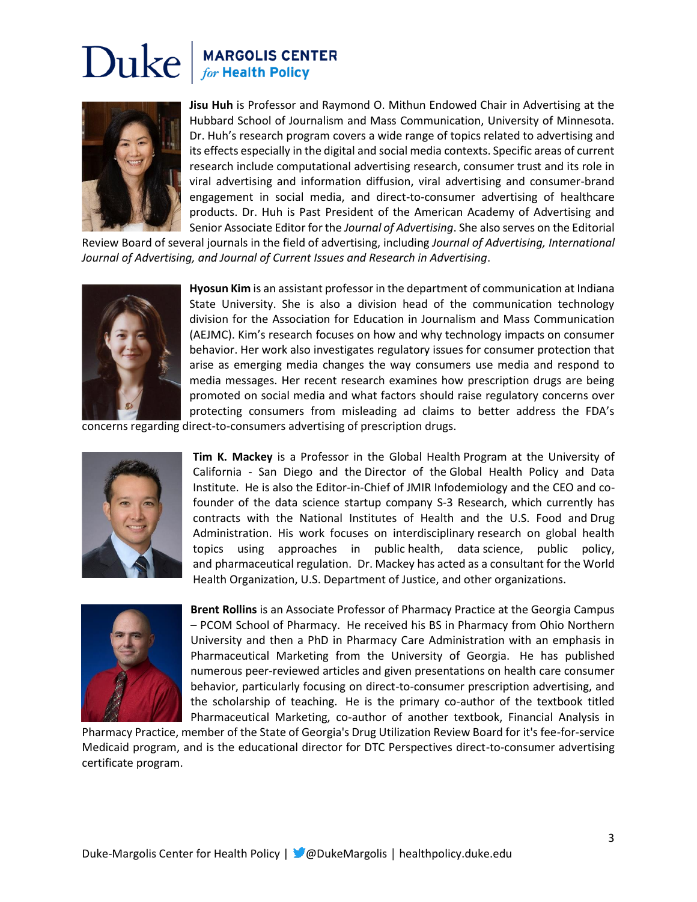**Jisu Huh** is Professor and Raymond O. Mithun Endowed Chair in Advertising at the Hubbard School of Journalism and Mass Communication, University of Minnesota. Dr. Huh's research program covers a wide range of topics related to advertising and its effects especially in the digital and social media contexts. Specific areas of current research include computational advertising research, consumer trust and its role in viral advertising and information diffusion, viral advertising and consumer-brand engagement in social media, and direct-to-consumer advertising of healthcare products. Dr. Huh is Past President of the American Academy of Advertising and Senior Associate Editor for the *Journal of Advertising*. She also serves on the Editorial Review Board of several journals in the field of advertising, including *Journal of Advertising, International Journal of Advertising, and Journal of Current Issues and Research in Advertising*.

**Hyosun Kim** is an assistant professor in the department of communication at Indiana State University. She is also a division head of the communication technology division for the Association for Education in Journalism and Mass Communication (AEJMC). Kim's research focuses on how and why technology impacts on consumer behavior. Her work also investigates regulatory issues for consumer protection that arise as emerging media changes the way consumers use media and respond to media messages. Her recent research examines how prescription drugs are being promoted on social media and what factors should raise regulatory concerns over protecting consumers from misleading ad claims to better address the FDA's concerns regarding direct-to-consumers advertising of prescription drugs.

**Tim K. Mackey** is a Professor in the Global Health Program at the University of California - San Diego and the Director of the Global Health Policy and Data Institute. He is also the Editor-in-Chief of JMIR Infodemiology and the CEO and co-founder of the data science startup company S-3 Research, which currently has contracts with the National Institutes of Health and the U.S. Food and Drug Administration. His work focuses on interdisciplinary research on global health topics using approaches in public health, data science, public policy, and pharmaceutical regulation. Dr. Mackey has acted as a consultant for the World Health Organization, U.S. Department of Justice, and other organizations.

**Brent Rollins** is an Associate Professor of Pharmacy Practice at the Georgia Campus – PCOM School of Pharmacy. He received his BS in Pharmacy from Ohio Northern University and then a PhD in Pharmacy Care Administration with an emphasis in Pharmaceutical Marketing from the University of Georgia. He has published numerous peer-reviewed articles and given presentations on health care consumer behavior, particularly focusing on direct-to-consumer prescription advertising, and the scholarship of teaching. He is the primary co-author of the textbook titled Pharmaceutical Marketing, co-author of another textbook, Financial Analysis in Pharmacy Practice, member of the State of Georgia's Drug Utilization Review Board for it's fee-for-service Medicaid program, and is the educational director for DTC Perspectives direct-to-consumer advertising certificate program.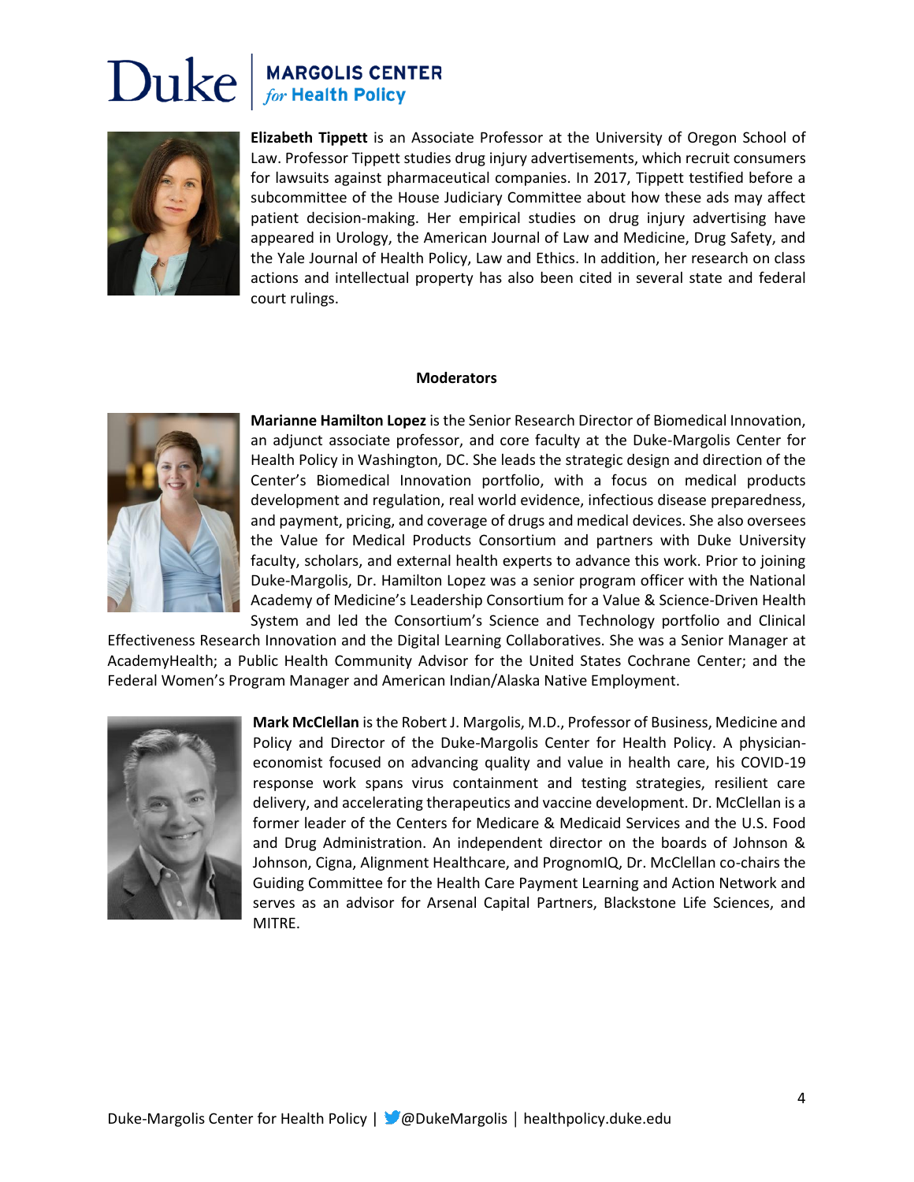**Elizabeth Tippett** is an Associate Professor at the University of Oregon School of Law. Professor Tippett studies drug injury advertisements, which recruit consumers for lawsuits against pharmaceutical companies. In 2017, Tippett testified before a subcommittee of the House Judiciary Committee about how these ads may affect patient decision-making. Her empirical studies on drug injury advertising have appeared in Urology, the American Journal of Law and Medicine, Drug Safety, and the Yale Journal of Health Policy, Law and Ethics. In addition, her research on class actions and intellectual property has also been cited in several state and federal court rulings.

**Moderators**

**Marianne Hamilton Lopez** is the Senior Research Director of Biomedical Innovation, an adjunct associate professor, and core faculty at the Duke-Margolis Center for Health Policy in Washington, DC. She leads the strategic design and direction of the Center's Biomedical Innovation portfolio, with a focus on medical products development and regulation, real world evidence, infectious disease preparedness, and payment, pricing, and coverage of drugs and medical devices. She also oversees the Value for Medical Products Consortium and partners with Duke University faculty, scholars, and external health experts to advance this work. Prior to joining Duke-Margolis, Dr. Hamilton Lopez was a senior program officer with the National Academy of Medicine's Leadership Consortium for a Value & Science-Driven Health System and led the Consortium's Science and Technology portfolio and Clinical Effectiveness Research Innovation and the Digital Learning Collaboratives. She was a Senior Manager at AcademyHealth; a Public Health Community Advisor for the United States Cochrane Center; and the Federal Women's Program Manager and American Indian/Alaska Native Employment.

**Mark McClellan** is the Robert J. Margolis, M.D., Professor of Business, Medicine and Policy and Director of the Duke-Margolis Center for Health Policy. A physician-economist focused on advancing quality and value in health care, his COVID-19 response work spans virus containment and testing strategies, resilient care delivery, and accelerating therapeutics and vaccine development. Dr. McClellan is a former leader of the Centers for Medicare & Medicaid Services and the U.S. Food and Drug Administration. An independent director on the boards of Johnson & Johnson, Cigna, Alignment Healthcare, and PrognomIQ, Dr. McClellan co-chairs the Guiding Committee for the Health Care Payment Learning and Action Network and serves as an advisor for Arsenal Capital Partners, Blackstone Life Sciences, and MITRE.